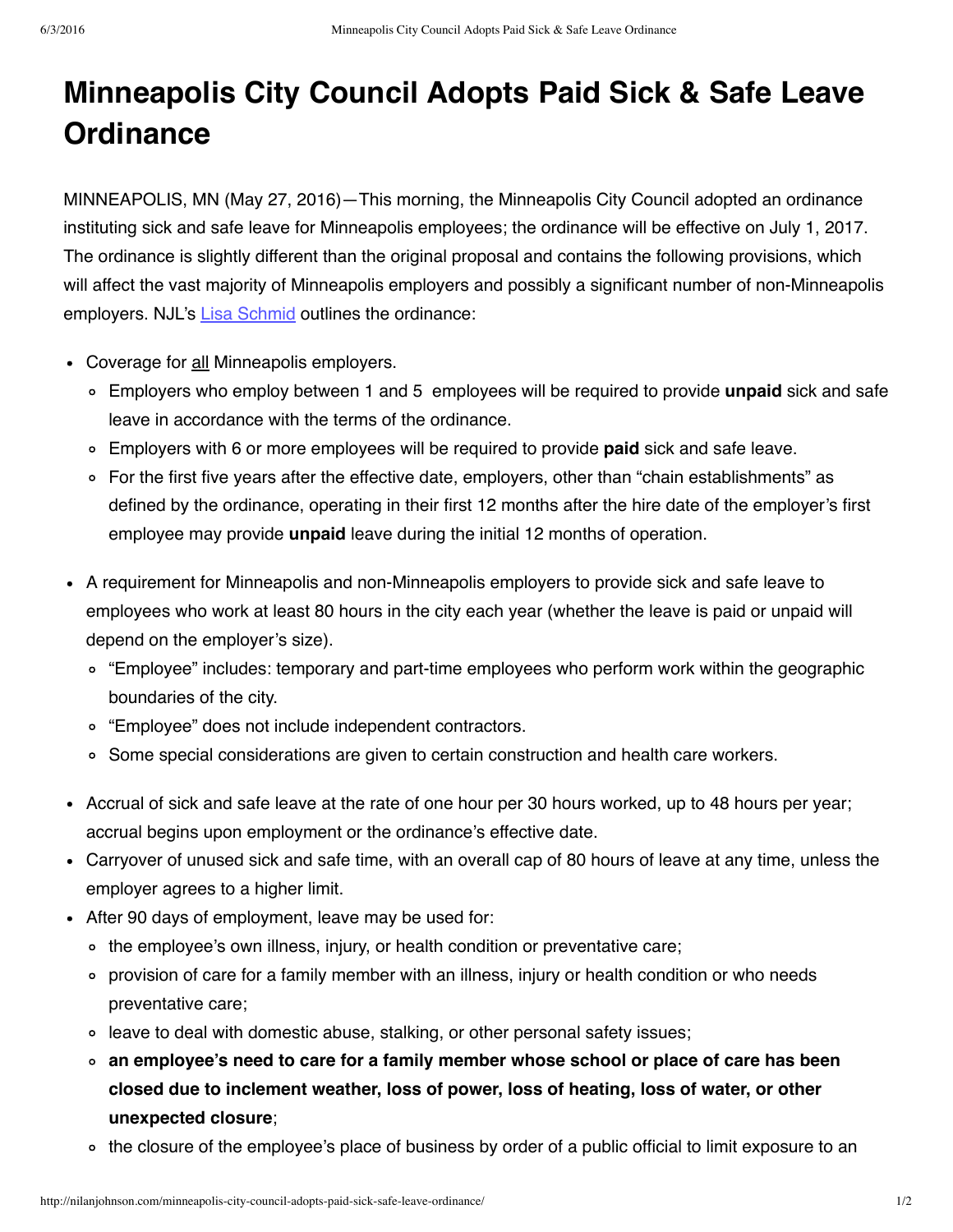# Minneapolis City Council Adopts Paid Sick & Safe Leave Ordinance

MINNEAPOLIS, MN (May 27, 2016)—This morning, the Minneapolis City Council adopted an ordinance instituting sick and safe leave for Minneapolis employees; the ordinance will be effective on July 1, 2017. The ordinance is slightly different than the original proposal and contains the following provisions, which will affect the vast majority of Minneapolis employers and possibly a significant number of non-Minneapolis employers. NJL's Lisa Schmid outlines the ordinance:

- Coverage for all Minneapolis employers.
  - Employers who employ between 1 and 5 employees will be required to provide **unpaid** sick and safe leave in accordance with the terms of the ordinance.
  - Employers with 6 or more employees will be required to provide **paid** sick and safe leave.
  - For the first five years after the effective date, employers, other than "chain establishments" as defined by the ordinance, operating in their first 12 months after the hire date of the employer's first employee may provide **unpaid** leave during the initial 12 months of operation.

- A requirement for Minneapolis and non-Minneapolis employers to provide sick and safe leave to employees who work at least 80 hours in the city each year (whether the leave is paid or unpaid will depend on the employer's size).
  - "Employee" includes: temporary and part-time employees who perform work within the geographic boundaries of the city.
  - "Employee" does not include independent contractors.
  - Some special considerations are given to certain construction and health care workers.

- Accrual of sick and safe leave at the rate of one hour per 30 hours worked, up to 48 hours per year; accrual begins upon employment or the ordinance's effective date.
- Carryover of unused sick and safe time, with an overall cap of 80 hours of leave at any time, unless the employer agrees to a higher limit.
- After 90 days of employment, leave may be used for:
  - the employee's own illness, injury, or health condition or preventative care;
  - provision of care for a family member with an illness, injury or health condition or who needs preventative care;
  - leave to deal with domestic abuse, stalking, or other personal safety issues;
  - **an employee's need to care for a family member whose school or place of care has been closed due to inclement weather, loss of power, loss of heating, loss of water, or other unexpected closure**;
  - the closure of the employee's place of business by order of a public official to limit exposure to an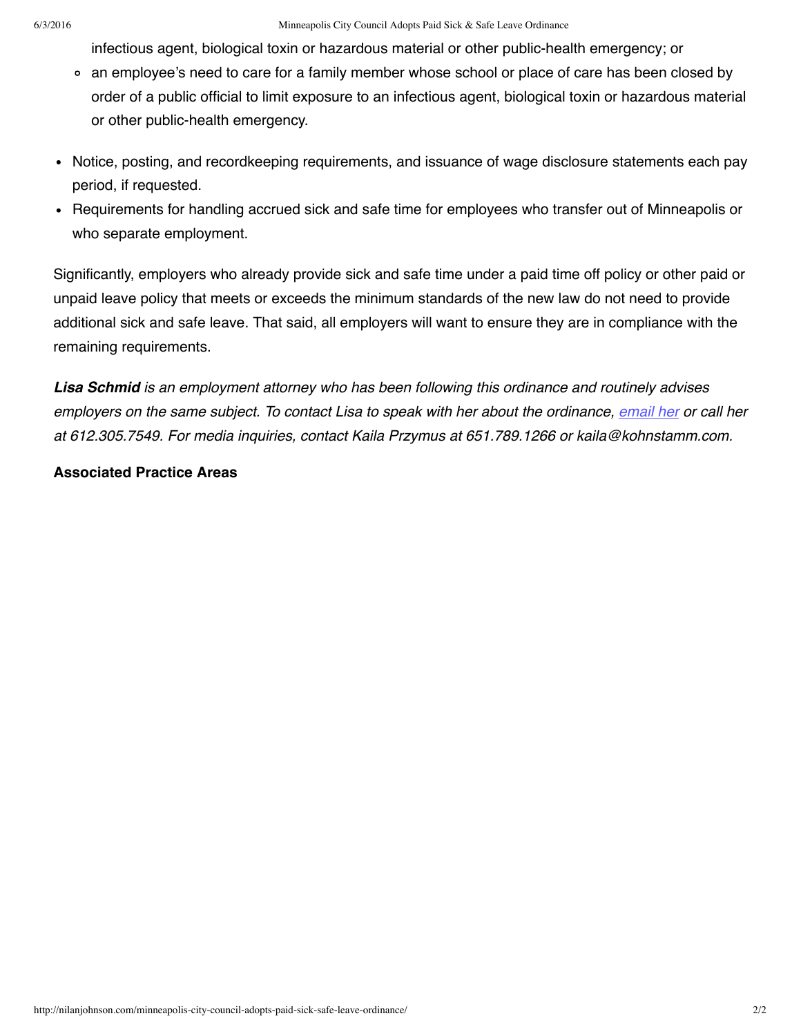infectious agent, biological toxin or hazardous material or other public-health emergency; or

  - an employee's need to care for a family member whose school or place of care has been closed by order of a public official to limit exposure to an infectious agent, biological toxin or hazardous material or other public-health emergency.

- Notice, posting, and recordkeeping requirements, and issuance of wage disclosure statements each pay period, if requested.
- Requirements for handling accrued sick and safe time for employees who transfer out of Minneapolis or who separate employment.

Significantly, employers who already provide sick and safe time under a paid time off policy or other paid or unpaid leave policy that meets or exceeds the minimum standards of the new law do not need to provide additional sick and safe leave. That said, all employers will want to ensure they are in compliance with the remaining requirements.

***Lisa Schmid*** *is an employment attorney who has been following this ordinance and routinely advises employers on the same subject. To contact Lisa to speak with her about the ordinance, email her or call her at 612.305.7549. For media inquiries, contact Kaila Przymus at 651.789.1266 or kaila@kohnstamm.com.*

**Associated Practice Areas**